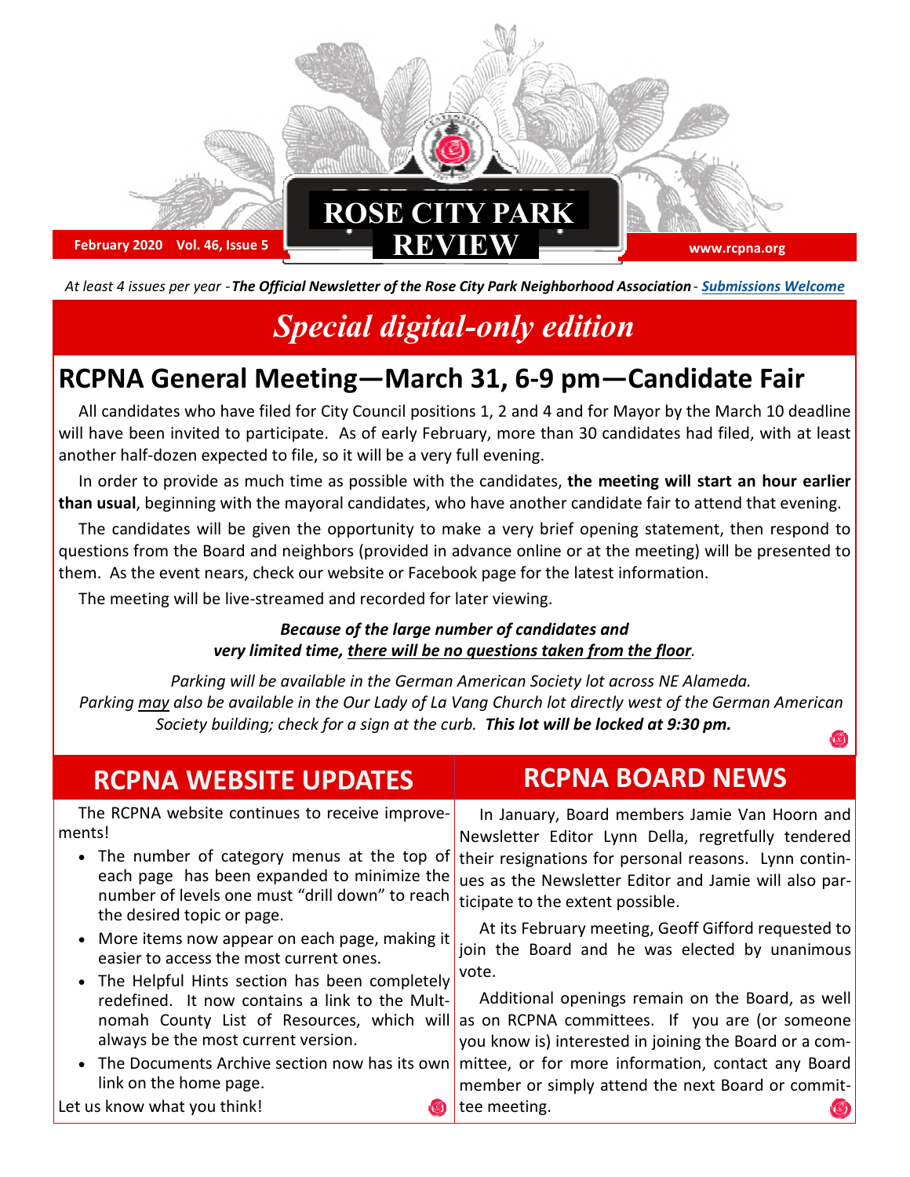# ROSE CITY PARK REVIEW

February 2020 Vol. 46, Issue 5

www.rcpna.org

*At least 4 issues per year - **The Official Newsletter of the Rose City Park Neighborhood Association** -* ***Submissions Welcome***

# *Special digital-only edition*

## RCPNA General Meeting—March 31, 6-9 pm—Candidate Fair

All candidates who have filed for City Council positions 1, 2 and 4 and for Mayor by the March 10 deadline will have been invited to participate. As of early February, more than 30 candidates had filed, with at least another half-dozen expected to file, so it will be a very full evening.

In order to provide as much time as possible with the candidates, **the meeting will start an hour earlier than usual**, beginning with the mayoral candidates, who have another candidate fair to attend that evening.

The candidates will be given the opportunity to make a very brief opening statement, then respond to questions from the Board and neighbors (provided in advance online or at the meeting) will be presented to them. As the event nears, check our website or Facebook page for the latest information.

The meeting will be live-streamed and recorded for later viewing.

***Because of the large number of candidates and very limited time, there will be no questions taken from the floor.***

*Parking will be available in the German American Society lot across NE Alameda. Parking may also be available in the Our Lady of La Vang Church lot directly west of the German American Society building; check for a sign at the curb.* ***This lot will be locked at 9:30 pm.***

## RCPNA WEBSITE UPDATES

The RCPNA website continues to receive improvements!

- The number of category menus at the top of each page has been expanded to minimize the number of levels one must "drill down" to reach the desired topic or page.
- More items now appear on each page, making it easier to access the most current ones.
- The Helpful Hints section has been completely redefined. It now contains a link to the Multnomah County List of Resources, which will always be the most current version.
- The Documents Archive section now has its own link on the home page.

Let us know what you think!

## RCPNA BOARD NEWS

In January, Board members Jamie Van Hoorn and Newsletter Editor Lynn Della, regretfully tendered their resignations for personal reasons. Lynn continues as the Newsletter Editor and Jamie will also participate to the extent possible.

At its February meeting, Geoff Gifford requested to join the Board and he was elected by unanimous vote.

Additional openings remain on the Board, as well as on RCPNA committees. If you are (or someone you know is) interested in joining the Board or a committee, or for more information, contact any Board member or simply attend the next Board or committee meeting.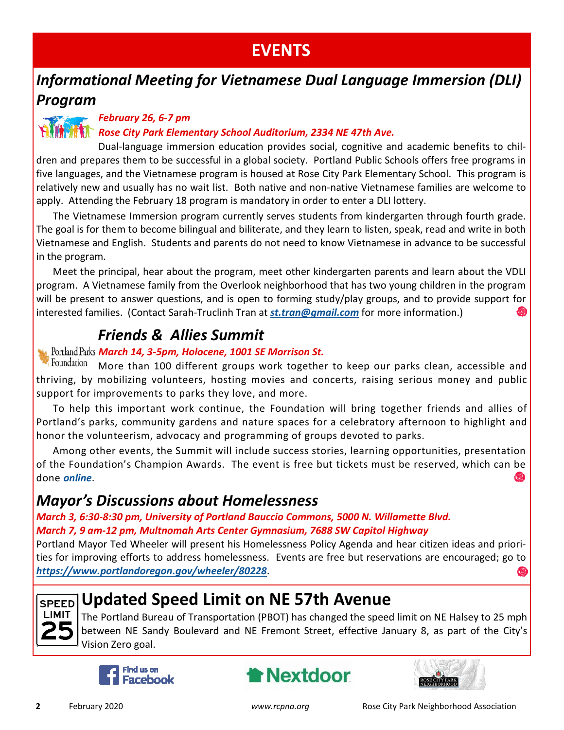# EVENTS

## *Informational Meeting for Vietnamese Dual Language Immersion (DLI) Program*

***February 26, 6-7 pm***

***Rose City Park Elementary School Auditorium, 2334 NE 47th Ave.***

Dual-language immersion education provides social, cognitive and academic benefits to children and prepares them to be successful in a global society. Portland Public Schools offers free programs in five languages, and the Vietnamese program is housed at Rose City Park Elementary School. This program is relatively new and usually has no wait list. Both native and non-native Vietnamese families are welcome to apply. Attending the February 18 program is mandatory in order to enter a DLI lottery.

The Vietnamese Immersion program currently serves students from kindergarten through fourth grade. The goal is for them to become bilingual and biliterate, and they learn to listen, speak, read and write in both Vietnamese and English. Students and parents do not need to know Vietnamese in advance to be successful in the program.

Meet the principal, hear about the program, meet other kindergarten parents and learn about the VDLI program. A Vietnamese family from the Overlook neighborhood that has two young children in the program will be present to answer questions, and is open to forming study/play groups, and to provide support for interested families. (Contact Sarah-Truclinh Tran at ***st.tran@gmail.com*** for more information.)

## *Friends & Allies Summit*

Portland Parks Foundation

***March 14, 3-5pm, Holocene, 1001 SE Morrison St.***

More than 100 different groups work together to keep our parks clean, accessible and thriving, by mobilizing volunteers, hosting movies and concerts, raising serious money and public support for improvements to parks they love, and more.

To help this important work continue, the Foundation will bring together friends and allies of Portland's parks, community gardens and nature spaces for a celebratory afternoon to highlight and honor the volunteerism, advocacy and programming of groups devoted to parks.

Among other events, the Summit will include success stories, learning opportunities, presentation of the Foundation's Champion Awards. The event is free but tickets must be reserved, which can be done ***online***.

## *Mayor's Discussions about Homelessness*

***March 3, 6:30-8:30 pm, University of Portland Bauccio Commons, 5000 N. Willamette Blvd.***

***March 7, 9 am-12 pm, Multnomah Arts Center Gymnasium, 7688 SW Capitol Highway***

Portland Mayor Ted Wheeler will present his Homelessness Policy Agenda and hear citizen ideas and priorities for improving efforts to address homelessness. Events are free but reservations are encouraged; go to ***https://www.portlandoregon.gov/wheeler/80228***.

## Updated Speed Limit on NE 57th Avenue

The Portland Bureau of Transportation (PBOT) has changed the speed limit on NE Halsey to 25 mph between NE Sandy Boulevard and NE Fremont Street, effective January 8, as part of the City's Vision Zero goal.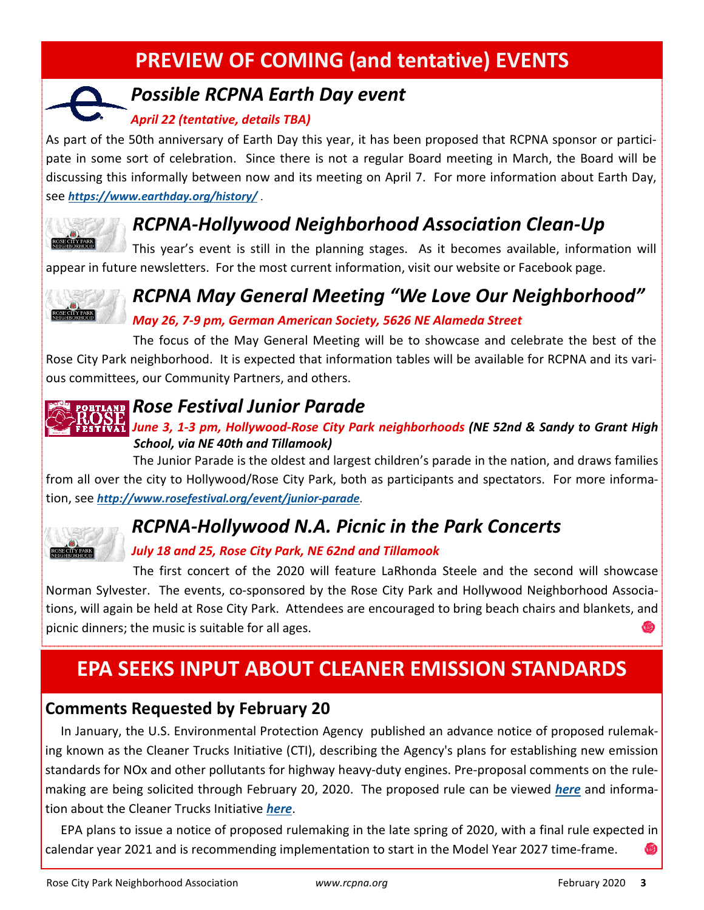# PREVIEW OF COMING (and tentative) EVENTS

### *Possible RCPNA Earth Day event*

***April 22 (tentative, details TBA)***

As part of the 50th anniversary of Earth Day this year, it has been proposed that RCPNA sponsor or participate in some sort of celebration. Since there is not a regular Board meeting in March, the Board will be discussing this informally between now and its meeting on April 7. For more information about Earth Day, see ***https://www.earthday.org/history/*** .

### *RCPNA-Hollywood Neighborhood Association Clean-Up*

This year's event is still in the planning stages. As it becomes available, information will appear in future newsletters. For the most current information, visit our website or Facebook page.

### *RCPNA May General Meeting "We Love Our Neighborhood"*

***May 26, 7-9 pm, German American Society, 5626 NE Alameda Street***

The focus of the May General Meeting will be to showcase and celebrate the best of the Rose City Park neighborhood. It is expected that information tables will be available for RCPNA and its various committees, our Community Partners, and others.

### *Rose Festival Junior Parade*

***June 3, 1-3 pm, Hollywood-Rose City Park neighborhoods (NE 52nd & Sandy to Grant High School, via NE 40th and Tillamook)***

The Junior Parade is the oldest and largest children's parade in the nation, and draws families from all over the city to Hollywood/Rose City Park, both as participants and spectators. For more information, see ***http://www.rosefestival.org/event/junior-parade***.

### *RCPNA-Hollywood N.A. Picnic in the Park Concerts*

***July 18 and 25, Rose City Park, NE 62nd and Tillamook***

The first concert of the 2020 will feature LaRhonda Steele and the second will showcase Norman Sylvester. The events, co-sponsored by the Rose City Park and Hollywood Neighborhood Associations, will again be held at Rose City Park. Attendees are encouraged to bring beach chairs and blankets, and picnic dinners; the music is suitable for all ages.

# EPA SEEKS INPUT ABOUT CLEANER EMISSION STANDARDS

## Comments Requested by February 20

In January, the U.S. Environmental Protection Agency published an advance notice of proposed rulemaking known as the Cleaner Trucks Initiative (CTI), describing the Agency's plans for establishing new emission standards for NOx and other pollutants for highway heavy-duty engines. Pre-proposal comments on the rulemaking are being solicited through February 20, 2020. The proposed rule can be viewed ***here*** and information about the Cleaner Trucks Initiative ***here***.

EPA plans to issue a notice of proposed rulemaking in the late spring of 2020, with a final rule expected in calendar year 2021 and is recommending implementation to start in the Model Year 2027 time-frame.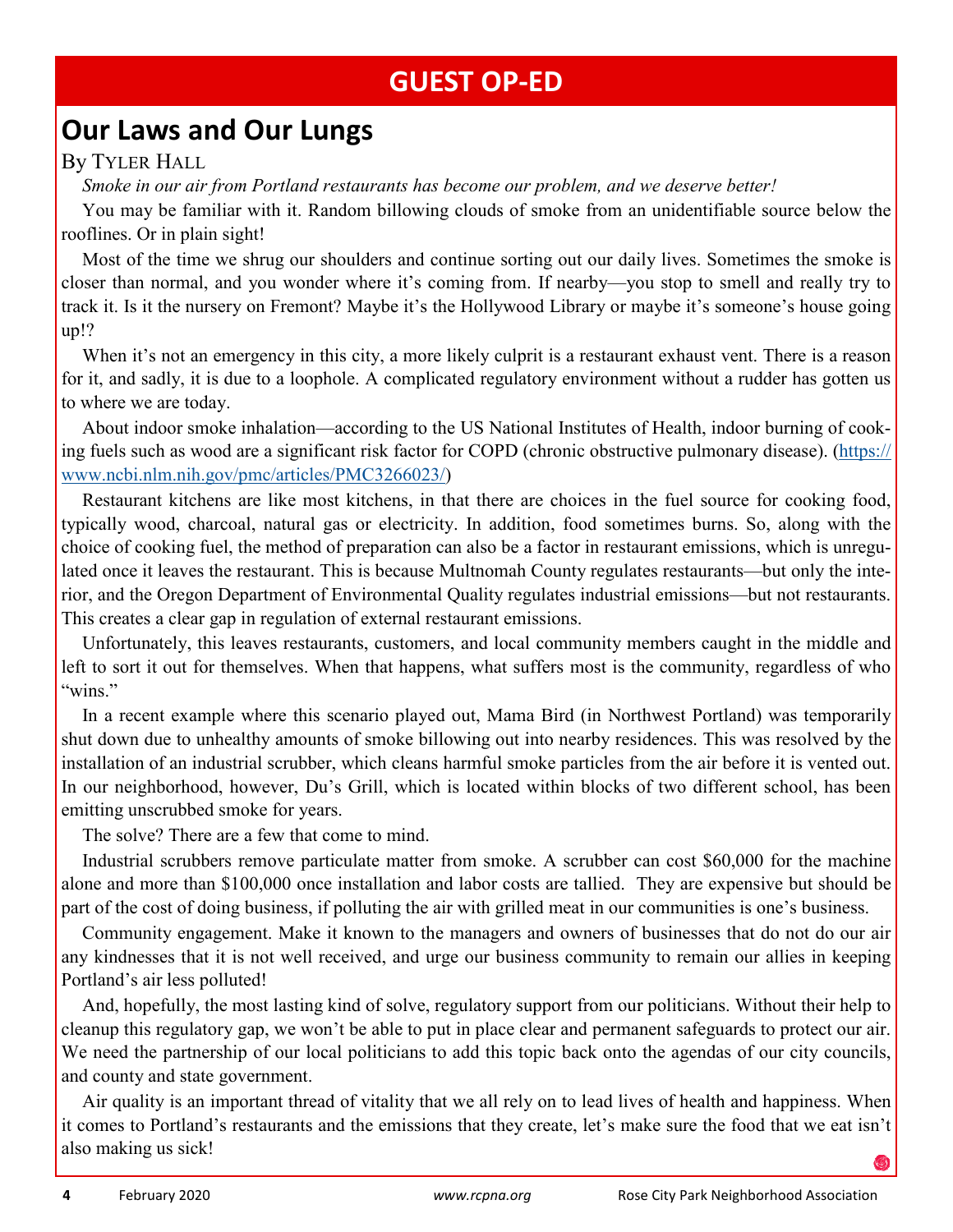## GUEST OP-ED

# Our Laws and Our Lungs

By Tyler Hall

*Smoke in our air from Portland restaurants has become our problem, and we deserve better!*

You may be familiar with it. Random billowing clouds of smoke from an unidentifiable source below the rooflines. Or in plain sight!

Most of the time we shrug our shoulders and continue sorting out our daily lives. Sometimes the smoke is closer than normal, and you wonder where it's coming from. If nearby—you stop to smell and really try to track it. Is it the nursery on Fremont? Maybe it's the Hollywood Library or maybe it's someone's house going up!?

When it's not an emergency in this city, a more likely culprit is a restaurant exhaust vent. There is a reason for it, and sadly, it is due to a loophole. A complicated regulatory environment without a rudder has gotten us to where we are today.

About indoor smoke inhalation—according to the US National Institutes of Health, indoor burning of cooking fuels such as wood are a significant risk factor for COPD (chronic obstructive pulmonary disease). (https://www.ncbi.nlm.nih.gov/pmc/articles/PMC3266023/)

Restaurant kitchens are like most kitchens, in that there are choices in the fuel source for cooking food, typically wood, charcoal, natural gas or electricity. In addition, food sometimes burns. So, along with the choice of cooking fuel, the method of preparation can also be a factor in restaurant emissions, which is unregulated once it leaves the restaurant. This is because Multnomah County regulates restaurants—but only the interior, and the Oregon Department of Environmental Quality regulates industrial emissions—but not restaurants. This creates a clear gap in regulation of external restaurant emissions.

Unfortunately, this leaves restaurants, customers, and local community members caught in the middle and left to sort it out for themselves. When that happens, what suffers most is the community, regardless of who "wins."

In a recent example where this scenario played out, Mama Bird (in Northwest Portland) was temporarily shut down due to unhealthy amounts of smoke billowing out into nearby residences. This was resolved by the installation of an industrial scrubber, which cleans harmful smoke particles from the air before it is vented out. In our neighborhood, however, Du's Grill, which is located within blocks of two different school, has been emitting unscrubbed smoke for years.

The solve? There are a few that come to mind.

Industrial scrubbers remove particulate matter from smoke. A scrubber can cost $60,000 for the machine alone and more than $100,000 once installation and labor costs are tallied. They are expensive but should be part of the cost of doing business, if polluting the air with grilled meat in our communities is one's business.

Community engagement. Make it known to the managers and owners of businesses that do not do our air any kindnesses that it is not well received, and urge our business community to remain our allies in keeping Portland's air less polluted!

And, hopefully, the most lasting kind of solve, regulatory support from our politicians. Without their help to cleanup this regulatory gap, we won't be able to put in place clear and permanent safeguards to protect our air. We need the partnership of our local politicians to add this topic back onto the agendas of our city councils, and county and state government.

Air quality is an important thread of vitality that we all rely on to lead lives of health and happiness. When it comes to Portland's restaurants and the emissions that they create, let's make sure the food that we eat isn't also making us sick!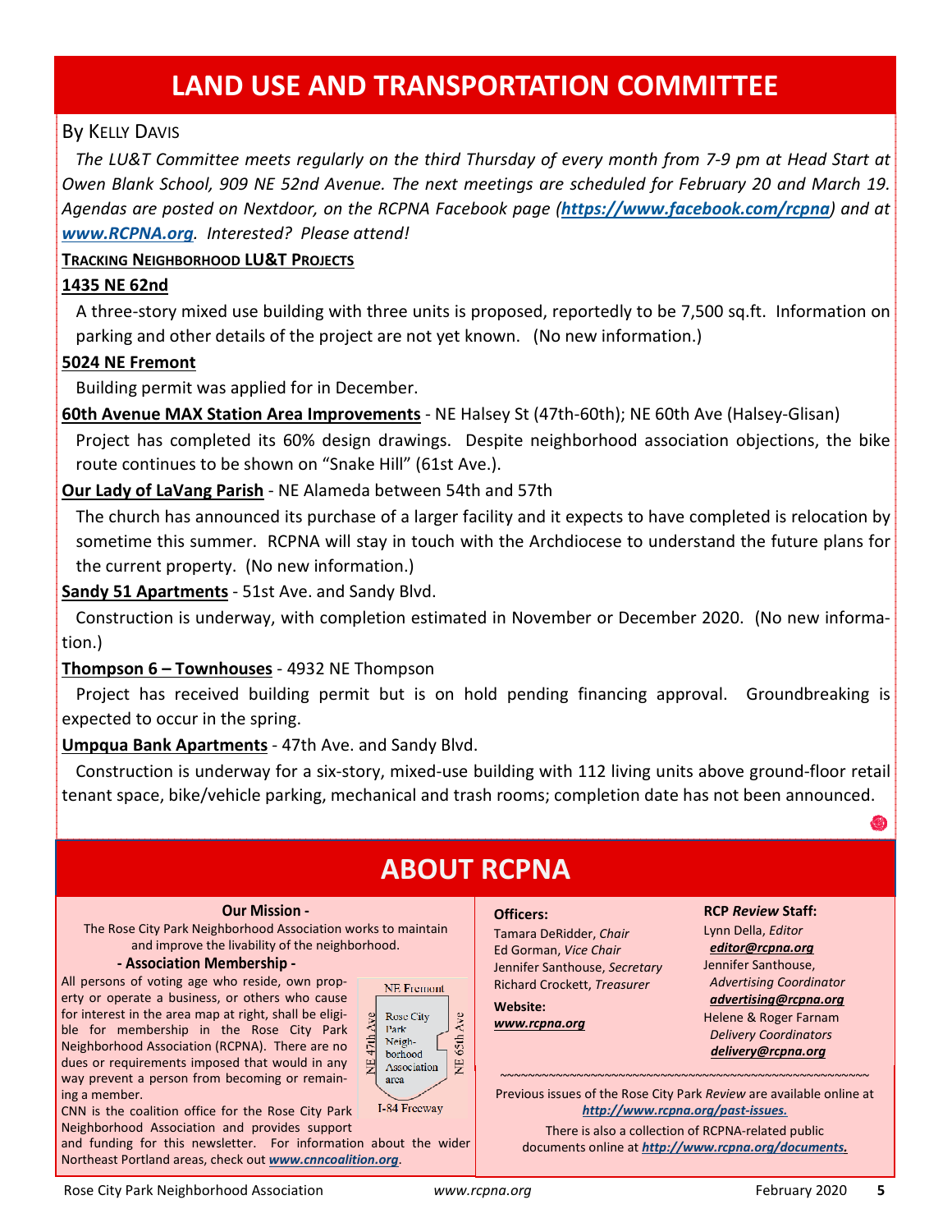# LAND USE AND TRANSPORTATION COMMITTEE

By Kelly Davis

*The LU&T Committee meets regularly on the third Thursday of every month from 7-9 pm at Head Start at Owen Blank School, 909 NE 52nd Avenue. The next meetings are scheduled for February 20 and March 19. Agendas are posted on Nextdoor, on the RCPNA Facebook page (**https://www.facebook.com/rcpna**) and at **www.RCPNA.org**. Interested? Please attend!*

**Tracking Neighborhood LU&T Projects**

**1435 NE 62nd**

A three-story mixed use building with three units is proposed, reportedly to be 7,500 sq.ft. Information on parking and other details of the project are not yet known. (No new information.)

**5024 NE Fremont**

Building permit was applied for in December.

**60th Avenue MAX Station Area Improvements** - NE Halsey St (47th-60th); NE 60th Ave (Halsey-Glisan)

Project has completed its 60% design drawings. Despite neighborhood association objections, the bike route continues to be shown on "Snake Hill" (61st Ave.).

**Our Lady of LaVang Parish** - NE Alameda between 54th and 57th

The church has announced its purchase of a larger facility and it expects to have completed is relocation by sometime this summer. RCPNA will stay in touch with the Archdiocese to understand the future plans for the current property. (No new information.)

**Sandy 51 Apartments** - 51st Ave. and Sandy Blvd.

Construction is underway, with completion estimated in November or December 2020. (No new information.)

**Thompson 6 – Townhouses** - 4932 NE Thompson

Project has received building permit but is on hold pending financing approval. Groundbreaking is expected to occur in the spring.

**Umpqua Bank Apartments** - 47th Ave. and Sandy Blvd.

Construction is underway for a six-story, mixed-use building with 112 living units above ground-floor retail tenant space, bike/vehicle parking, mechanical and trash rooms; completion date has not been announced.

# ABOUT RCPNA

**Our Mission -**

The Rose City Park Neighborhood Association works to maintain and improve the livability of the neighborhood.

**- Association Membership -**

All persons of voting age who reside, own property or operate a business, or others who cause for interest in the area map at right, shall be eligible for membership in the Rose City Park Neighborhood Association (RCPNA). There are no dues or requirements imposed that would in any way prevent a person from becoming or remaining a member.

NE Fremont | NE 47th Ave | Rose City Park Neighborhood Association area | NE 65th Ave | I-84 Freeway

CNN is the coalition office for the Rose City Park Neighborhood Association and provides support and funding for this newsletter. For information about the wider Northeast Portland areas, check out ***www.cnncoalition.org***.

**Officers:**

Tamara DeRidder, *Chair*
Ed Gorman, *Vice Chair*
Jennifer Santhouse, *Secretary*
Richard Crockett, *Treasurer*

**Website:**
***www.rcpna.org***

**RCP *Review* Staff:**

Lynn Della, *Editor*
***editor@rcpna.org***
Jennifer Santhouse, *Advertising Coordinator*
***advertising@rcpna.org***
Helene & Roger Farnam *Delivery Coordinators*
***delivery@rcpna.org***

Previous issues of the Rose City Park *Review* are available online at ***http://www.rcpna.org/past-issues.***

There is also a collection of RCPNA-related public documents online at ***http://www.rcpna.org/documents.***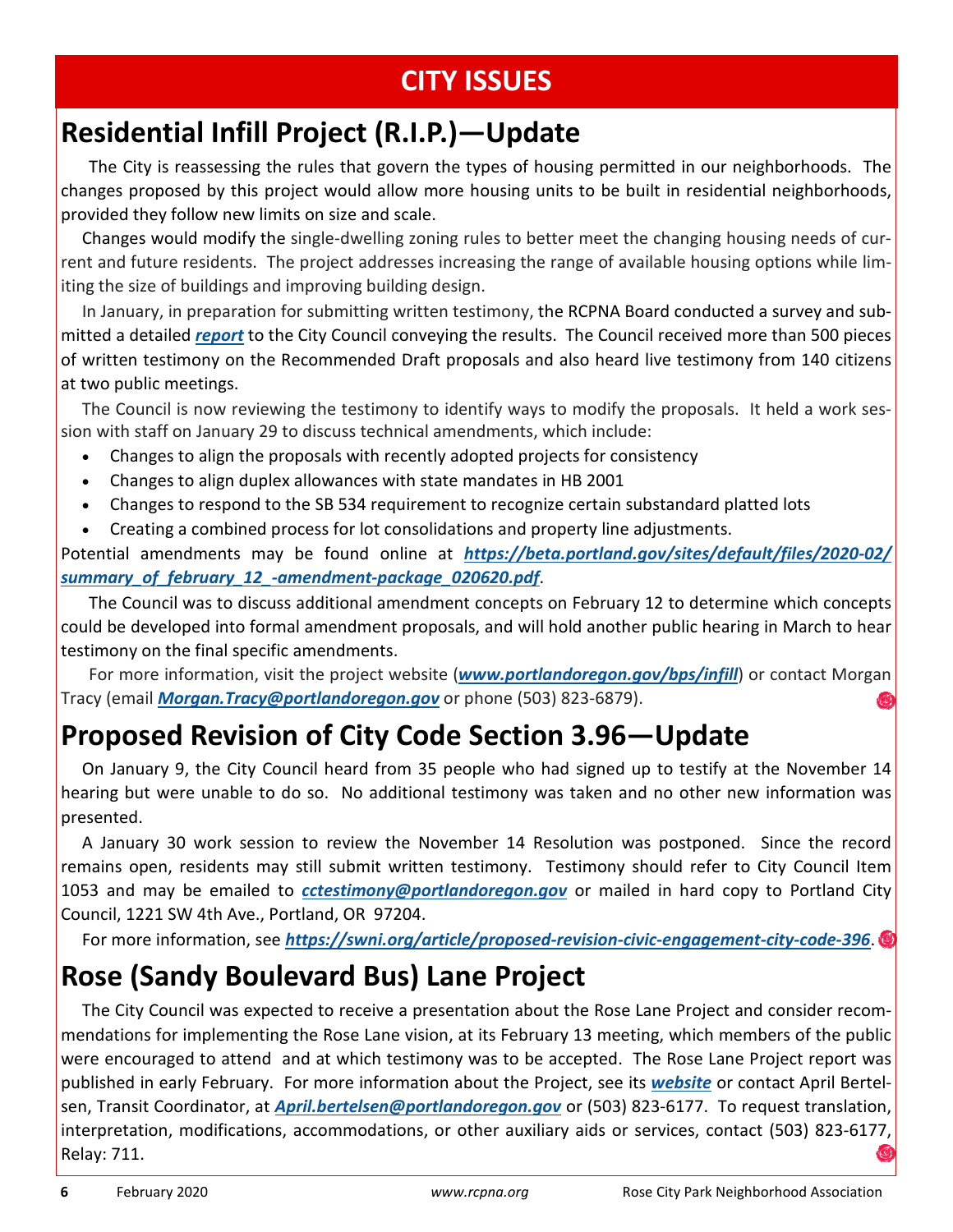# CITY ISSUES

## Residential Infill Project (R.I.P.)—Update

The City is reassessing the rules that govern the types of housing permitted in our neighborhoods. The changes proposed by this project would allow more housing units to be built in residential neighborhoods, provided they follow new limits on size and scale.

Changes would modify the single-dwelling zoning rules to better meet the changing housing needs of current and future residents. The project addresses increasing the range of available housing options while limiting the size of buildings and improving building design.

In January, in preparation for submitting written testimony, the RCPNA Board conducted a survey and submitted a detailed ***report*** to the City Council conveying the results. The Council received more than 500 pieces of written testimony on the Recommended Draft proposals and also heard live testimony from 140 citizens at two public meetings.

The Council is now reviewing the testimony to identify ways to modify the proposals. It held a work session with staff on January 29 to discuss technical amendments, which include:

- Changes to align the proposals with recently adopted projects for consistency
- Changes to align duplex allowances with state mandates in HB 2001
- Changes to respond to the SB 534 requirement to recognize certain substandard platted lots
- Creating a combined process for lot consolidations and property line adjustments.

Potential amendments may be found online at ***https://beta.portland.gov/sites/default/files/2020-02/summary_of_february_12_-amendment-package_020620.pdf***.

The Council was to discuss additional amendment concepts on February 12 to determine which concepts could be developed into formal amendment proposals, and will hold another public hearing in March to hear testimony on the final specific amendments.

For more information, visit the project website (***www.portlandoregon.gov/bps/infill***) or contact Morgan Tracy (email ***Morgan.Tracy@portlandoregon.gov*** or phone (503) 823-6879).

## Proposed Revision of City Code Section 3.96—Update

On January 9, the City Council heard from 35 people who had signed up to testify at the November 14 hearing but were unable to do so. No additional testimony was taken and no other new information was presented.

A January 30 work session to review the November 14 Resolution was postponed. Since the record remains open, residents may still submit written testimony. Testimony should refer to City Council Item 1053 and may be emailed to ***cctestimony@portlandoregon.gov*** or mailed in hard copy to Portland City Council, 1221 SW 4th Ave., Portland, OR 97204.

For more information, see ***https://swni.org/article/proposed-revision-civic-engagement-city-code-396***.

## Rose (Sandy Boulevard Bus) Lane Project

The City Council was expected to receive a presentation about the Rose Lane Project and consider recommendations for implementing the Rose Lane vision, at its February 13 meeting, which members of the public were encouraged to attend and at which testimony was to be accepted. The Rose Lane Project report was published in early February. For more information about the Project, see its ***website*** or contact April Bertelsen, Transit Coordinator, at ***April.bertelsen@portlandoregon.gov*** or (503) 823-6177. To request translation, interpretation, modifications, accommodations, or other auxiliary aids or services, contact (503) 823-6177, Relay: 711.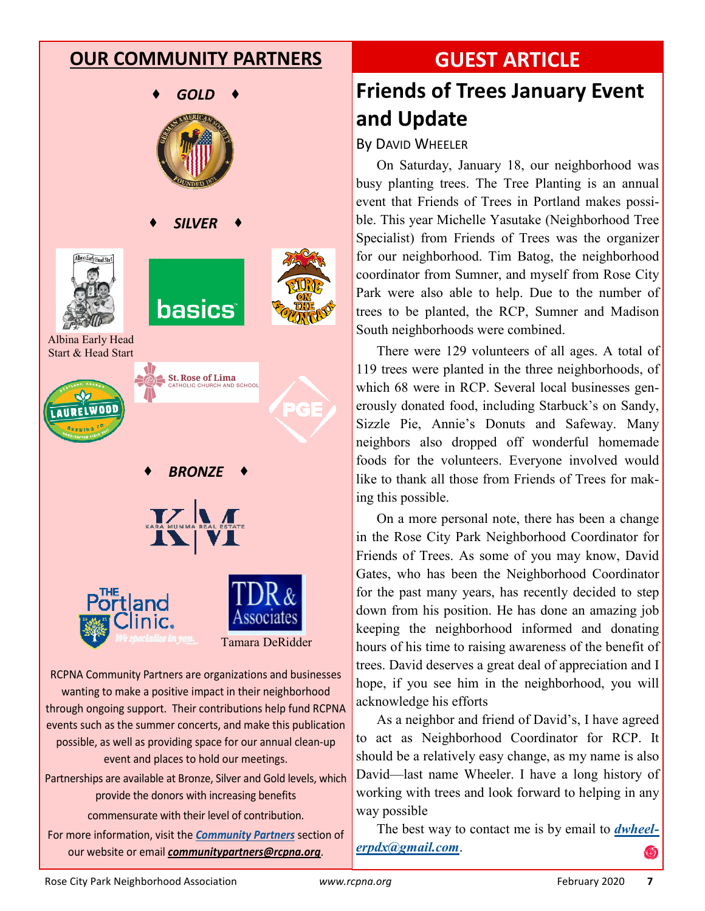## OUR COMMUNITY PARTNERS

♦ *GOLD* ♦

♦ *SILVER* ♦

Albina Early Head Start & Head Start

♦ *BRONZE* ♦

Tamara DeRidder

RCPNA Community Partners are organizations and businesses wanting to make a positive impact in their neighborhood through ongoing support. Their contributions help fund RCPNA events such as the summer concerts, and make this publication possible, as well as providing space for our annual clean-up event and places to hold our meetings.

Partnerships are available at Bronze, Silver and Gold levels, which provide the donors with increasing benefits commensurate with their level of contribution.

For more information, visit the ***Community Partners*** section of our website or email ***communitypartners@rcpna.org***.

## GUEST ARTICLE

# Friends of Trees January Event and Update

By David Wheeler

On Saturday, January 18, our neighborhood was busy planting trees. The Tree Planting is an annual event that Friends of Trees in Portland makes possible. This year Michelle Yasutake (Neighborhood Tree Specialist) from Friends of Trees was the organizer for our neighborhood. Tim Batog, the neighborhood coordinator from Sumner, and myself from Rose City Park were also able to help. Due to the number of trees to be planted, the RCP, Sumner and Madison South neighborhoods were combined.

There were 129 volunteers of all ages. A total of 119 trees were planted in the three neighborhoods, of which 68 were in RCP. Several local businesses generously donated food, including Starbuck's on Sandy, Sizzle Pie, Annie's Donuts and Safeway. Many neighbors also dropped off wonderful homemade foods for the volunteers. Everyone involved would like to thank all those from Friends of Trees for making this possible.

On a more personal note, there has been a change in the Rose City Park Neighborhood Coordinator for Friends of Trees. As some of you may know, David Gates, who has been the Neighborhood Coordinator for the past many years, has recently decided to step down from his position. He has done an amazing job keeping the neighborhood informed and donating hours of his time to raising awareness of the benefit of trees. David deserves a great deal of appreciation and I hope, if you see him in the neighborhood, you will acknowledge his efforts

As a neighbor and friend of David's, I have agreed to act as Neighborhood Coordinator for RCP. It should be a relatively easy change, as my name is also David—last name Wheeler. I have a long history of working with trees and look forward to helping in any way possible

The best way to contact me is by email to ***dwheelerpdx@gmail.com***.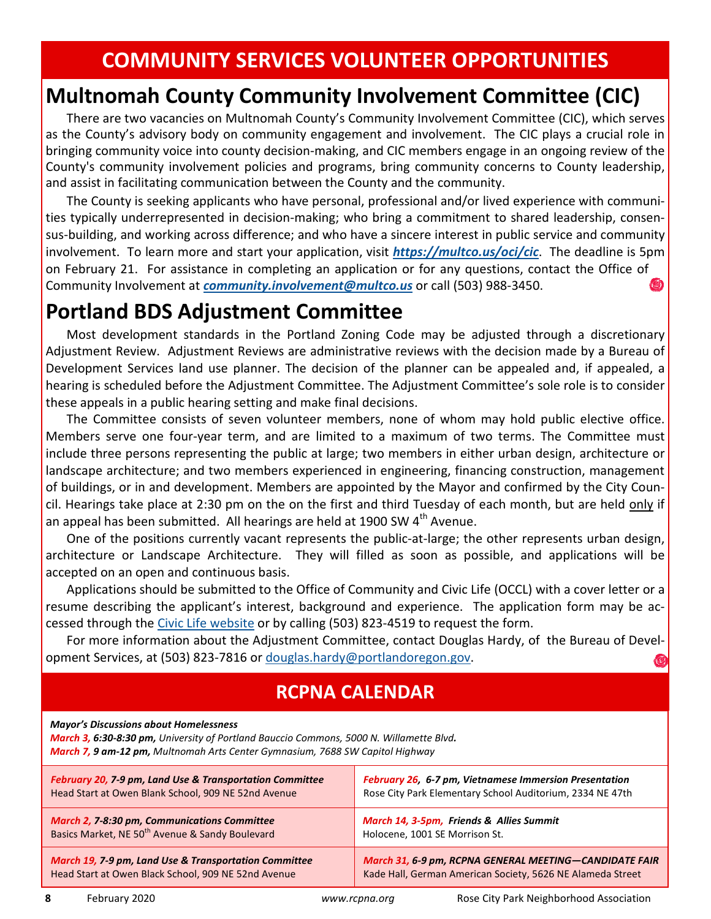# COMMUNITY SERVICES VOLUNTEER OPPORTUNITIES

## Multnomah County Community Involvement Committee (CIC)

There are two vacancies on Multnomah County's Community Involvement Committee (CIC), which serves as the County's advisory body on community engagement and involvement. The CIC plays a crucial role in bringing community voice into county decision-making, and CIC members engage in an ongoing review of the County's community involvement policies and programs, bring community concerns to County leadership, and assist in facilitating communication between the County and the community.

The County is seeking applicants who have personal, professional and/or lived experience with communities typically underrepresented in decision-making; who bring a commitment to shared leadership, consensus-building, and working across difference; and who have a sincere interest in public service and community involvement. To learn more and start your application, visit ***https://multco.us/oci/cic***. The deadline is 5pm on February 21. For assistance in completing an application or for any questions, contact the Office of Community Involvement at ***community.involvement@multco.us*** or call (503) 988-3450.

## Portland BDS Adjustment Committee

Most development standards in the Portland Zoning Code may be adjusted through a discretionary Adjustment Review. Adjustment Reviews are administrative reviews with the decision made by a Bureau of Development Services land use planner. The decision of the planner can be appealed and, if appealed, a hearing is scheduled before the Adjustment Committee. The Adjustment Committee's sole role is to consider these appeals in a public hearing setting and make final decisions.

The Committee consists of seven volunteer members, none of whom may hold public elective office. Members serve one four-year term, and are limited to a maximum of two terms. The Committee must include three persons representing the public at large; two members in either urban design, architecture or landscape architecture; and two members experienced in engineering, financing construction, management of buildings, or in and development. Members are appointed by the Mayor and confirmed by the City Council. Hearings take place at 2:30 pm on the on the first and third Tuesday of each month, but are held only if an appeal has been submitted. All hearings are held at 1900 SW 4th Avenue.

One of the positions currently vacant represents the public-at-large; the other represents urban design, architecture or Landscape Architecture. They will filled as soon as possible, and applications will be accepted on an open and continuous basis.

Applications should be submitted to the Office of Community and Civic Life (OCCL) with a cover letter or a resume describing the applicant's interest, background and experience. The application form may be accessed through the Civic Life website or by calling (503) 823-4519 to request the form.

For more information about the Adjustment Committee, contact Douglas Hardy, of the Bureau of Development Services, at (503) 823-7816 or douglas.hardy@portlandoregon.gov.

# RCPNA CALENDAR

***Mayor's Discussions about Homelessness***
***March 3, 6:30-8:30 pm,*** *University of Portland Bauccio Commons, 5000 N. Willamette Blvd.*
***March 7, 9 am-12 pm,*** *Multnomah Arts Center Gymnasium, 7688 SW Capitol Highway*

| | |
|---|---|
| ***February 20, 7-9 pm, Land Use & Transportation Committee*** Head Start at Owen Blank School, 909 NE 52nd Avenue | ***February 26, 6-7 pm, Vietnamese Immersion Presentation*** Rose City Park Elementary School Auditorium, 2334 NE 47th |
| ***March 2, 7-8:30 pm, Communications Committee*** Basics Market, NE 50th Avenue & Sandy Boulevard | ***March 14, 3-5pm, Friends & Allies Summit*** Holocene, 1001 SE Morrison St. |
| ***March 19, 7-9 pm, Land Use & Transportation Committee*** Head Start at Owen Black School, 909 NE 52nd Avenue | ***March 31, 6-9 pm, RCPNA GENERAL MEETING—CANDIDATE FAIR*** Kade Hall, German American Society, 5626 NE Alameda Street |